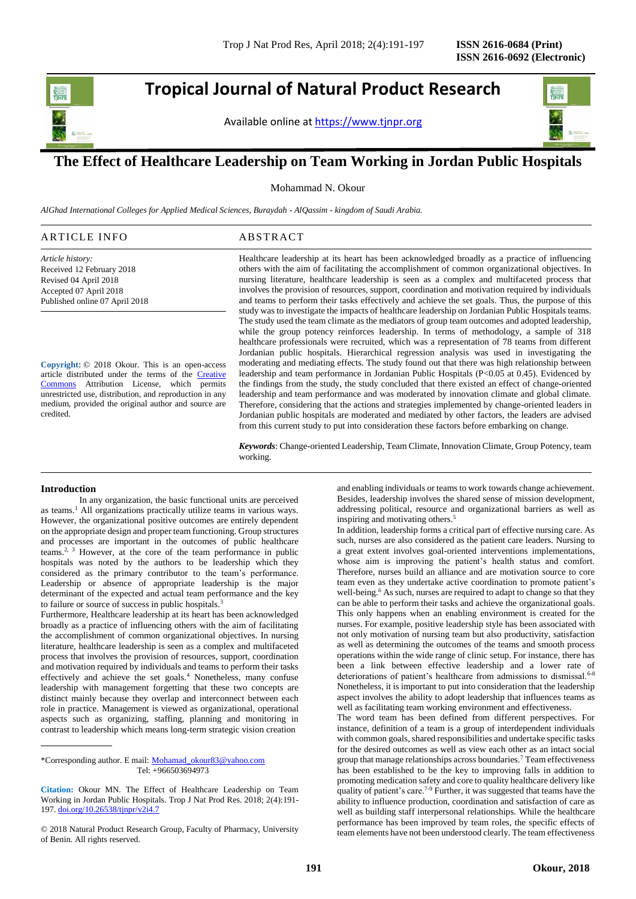ISSN 2616-0684 (Print)
ISSN 2616-0692 (Electronic)

# Tropical Journal of Natural Product Research

Available online at https://www.tjnpr.org

## The Effect of Healthcare Leadership on Team Working in Jordan Public Hospitals

Mohammad N. Okour

*AlGhad International Colleges for Applied Medical Sciences, Buraydah - AlQassim - kingdom of Saudi Arabia.*

### ARTICLE INFO

*Article history:*
Received 12 February 2018
Revised 04 April 2018
Accepted 07 April 2018
Published online 07 April 2018

**Copyright:** © 2018 Okour. This is an open-access article distributed under the terms of the Creative Commons Attribution License, which permits unrestricted use, distribution, and reproduction in any medium, provided the original author and source are credited.

### ABSTRACT

Healthcare leadership at its heart has been acknowledged broadly as a practice of influencing others with the aim of facilitating the accomplishment of common organizational objectives. In nursing literature, healthcare leadership is seen as a complex and multifaceted process that involves the provision of resources, support, coordination and motivation required by individuals and teams to perform their tasks effectively and achieve the set goals. Thus, the purpose of this study was to investigate the impacts of healthcare leadership on Jordanian Public Hospitals teams. The study used the team climate as the mediators of group team outcomes and adopted leadership, while the group potency reinforces leadership. In terms of methodology, a sample of 318 healthcare professionals were recruited, which was a representation of 78 teams from different Jordanian public hospitals. Hierarchical regression analysis was used in investigating the moderating and mediating effects. The study found out that there was high relationship between leadership and team performance in Jordanian Public Hospitals ($P<0.05$ at 0.45). Evidenced by the findings from the study, the study concluded that there existed an effect of change-oriented leadership and team performance and was moderated by innovation climate and global climate. Therefore, considering that the actions and strategies implemented by change-oriented leaders in Jordanian public hospitals are moderated and mediated by other factors, the leaders are advised from this current study to put into consideration these factors before embarking on change.

***Keywords***: Change-oriented Leadership, Team Climate, Innovation Climate, Group Potency, team working.

## Introduction

In any organization, the basic functional units are perceived as teams.[1] All organizations practically utilize teams in various ways. However, the organizational positive outcomes are entirely dependent on the appropriate design and proper team functioning. Group structures and processes are important in the outcomes of public healthcare teams.[2,3] However, at the core of the team performance in public hospitals was noted by the authors to be leadership which they considered as the primary contributor to the team's performance. Leadership or absence of appropriate leadership is the major determinant of the expected and actual team performance and the key to failure or source of success in public hospitals.[3]

Furthermore, Healthcare leadership at its heart has been acknowledged broadly as a practice of influencing others with the aim of facilitating the accomplishment of common organizational objectives. In nursing literature, healthcare leadership is seen as a complex and multifaceted process that involves the provision of resources, support, coordination and motivation required by individuals and teams to perform their tasks effectively and achieve the set goals.[4] Nonetheless, many confuse leadership with management forgetting that these two concepts are distinct mainly because they overlap and interconnect between each role in practice. Management is viewed as organizational, operational aspects such as organizing, staffing, planning and monitoring in contrast to leadership which means long-term strategic vision creation and enabling individuals or teams to work towards change achievement. Besides, leadership involves the shared sense of mission development, addressing political, resource and organizational barriers as well as inspiring and motivating others.[5]

In addition, leadership forms a critical part of effective nursing care. As such, nurses are also considered as the patient care leaders. Nursing to a great extent involves goal-oriented interventions implementations, whose aim is improving the patient's health status and comfort. Therefore, nurses build an alliance and are motivation source to core team even as they undertake active coordination to promote patient's well-being.[6] As such, nurses are required to adapt to change so that they can be able to perform their tasks and achieve the organizational goals. This only happens when an enabling environment is created for the nurses. For example, positive leadership style has been associated with not only motivation of nursing team but also productivity, satisfaction as well as determining the outcomes of the teams and smooth process operations within the wide range of clinic setup. For instance, there has been a link between effective leadership and a lower rate of deteriorations of patient's healthcare from admissions to dismissal.[6-8] Nonetheless, it is important to put into consideration that the leadership aspect involves the ability to adopt leadership that influences teams as well as facilitating team working environment and effectiveness.

The word team has been defined from different perspectives. For instance, definition of a team is a group of interdependent individuals with common goals, shared responsibilities and undertake specific tasks for the desired outcomes as well as view each other as an intact social group that manage relationships across boundaries.[7] Team effectiveness has been established to be the key to improving falls in addition to promoting medication safety and core to quality healthcare delivery like quality of patient's care.[7-9] Further, it was suggested that teams have the ability to influence production, coordination and satisfaction of care as well as building staff interpersonal relationships. While the healthcare performance has been improved by team roles, the specific effects of team elements have not been understood clearly. The team effectiveness

---

\*Corresponding author. E mail: Mohamad_okour83@yahoo.com
Tel: +966503694973

**Citation:** Okour MN. The Effect of Healthcare Leadership on Team Working in Jordan Public Hospitals. Trop J Nat Prod Res. 2018; 2(4):191-197. doi.org/10.26538/tjnpr/v2i4.7

© 2018 Natural Product Research Group, Faculty of Pharmacy, University of Benin. All rights reserved.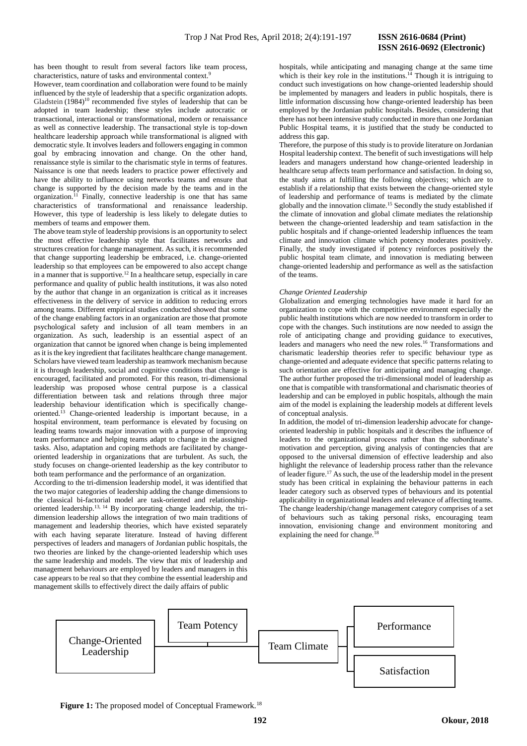has been thought to result from several factors like team process, characteristics, nature of tasks and environmental context.[9]

However, team coordination and collaboration were found to be mainly influenced by the style of leadership that a specific organization adopts. Gladstein (1984)[10] recommended five styles of leadership that can be adopted in team leadership; these styles include autocratic or transactional, interactional or transformational, modern or renaissance as well as connective leadership. The transactional style is top-down healthcare leadership approach while transformational is aligned with democratic style. It involves leaders and followers engaging in common goal by embracing innovation and change. On the other hand, renaissance style is similar to the charismatic style in terms of features. Naissance is one that needs leaders to practice power effectively and have the ability to influence using networks teams and ensure that change is supported by the decision made by the teams and in the organization.[11] Finally, connective leadership is one that has same characteristics of transformational and renaissance leadership. However, this type of leadership is less likely to delegate duties to members of teams and empower them.

The above team style of leadership provisions is an opportunity to select the most effective leadership style that facilitates networks and structures creation for change management. As such, it is recommended that change supporting leadership be embraced, i.e. change-oriented leadership so that employees can be empowered to also accept change in a manner that is supportive.[12] In a healthcare setup, especially in care performance and quality of public health institutions, it was also noted by the author that change in an organization is critical as it increases effectiveness in the delivery of service in addition to reducing errors among teams. Different empirical studies conducted showed that some of the change enabling factors in an organization are those that promote psychological safety and inclusion of all team members in an organization. As such, leadership is an essential aspect of an organization that cannot be ignored when change is being implemented as it is the key ingredient that facilitates healthcare change management. Scholars have viewed team leadership as teamwork mechanism because it is through leadership, social and cognitive conditions that change is encouraged, facilitated and promoted. For this reason, tri-dimensional leadership was proposed whose central purpose is a classical differentiation between task and relations through three major leadership behaviour identification which is specifically change-oriented.[13] Change-oriented leadership is important because, in a hospital environment, team performance is elevated by focusing on leading teams towards major innovation with a purpose of improving team performance and helping teams adapt to change in the assigned tasks. Also, adaptation and coping methods are facilitated by change-oriented leadership in organizations that are turbulent. As such, the study focuses on change-oriented leadership as the key contributor to both team performance and the performance of an organization.

According to the tri-dimension leadership model, it was identified that the two major categories of leadership adding the change dimensions to the classical bi-factorial model are task-oriented and relationship-oriented leadership.[13, 14] By incorporating change leadership, the tri-dimension leadership allows the integration of two main traditions of management and leadership theories, which have existed separately with each having separate literature. Instead of having different perspectives of leaders and managers of Jordanian public hospitals, the two theories are linked by the change-oriented leadership which uses the same leadership and models. The view that mix of leadership and management behaviours are employed by leaders and managers in this case appears to be real so that they combine the essential leadership and management skills to effectively direct the daily affairs of public hospitals, while anticipating and managing change at the same time which is their key role in the institutions.[14] Though it is intriguing to conduct such investigations on how change-oriented leadership should be implemented by managers and leaders in public hospitals, there is little information discussing how change-oriented leadership has been employed by the Jordanian public hospitals. Besides, considering that there has not been intensive study conducted in more than one Jordanian Public Hospital teams, it is justified that the study be conducted to address this gap.

Therefore, the purpose of this study is to provide literature on Jordanian Hospital leadership context. The benefit of such investigations will help leaders and managers understand how change-oriented leadership in healthcare setup affects team performance and satisfaction. In doing so, the study aims at fulfilling the following objectives; which are to establish if a relationship that exists between the change-oriented style of leadership and performance of teams is mediated by the climate globally and the innovation climate.[15] Secondly the study established if the climate of innovation and global climate mediates the relationship between the change-oriented leadership and team satisfaction in the public hospitals and if change-oriented leadership influences the team climate and innovation climate which potency moderates positively. Finally, the study investigated if potency reinforces positively the public hospital team climate, and innovation is mediating between change-oriented leadership and performance as well as the satisfaction of the teams.

*Change Oriented Leadership*

Globalization and emerging technologies have made it hard for an organization to cope with the competitive environment especially the public health institutions which are now needed to transform in order to cope with the changes. Such institutions are now needed to assign the role of anticipating change and providing guidance to executives, leaders and managers who need the new roles.[16] Transformations and charismatic leadership theories refer to specific behaviour type as change-oriented and adequate evidence that specific patterns relating to such orientation are effective for anticipating and managing change. The author further proposed the tri-dimensional model of leadership as one that is compatible with transformational and charismatic theories of leadership and can be employed in public hospitals, although the main aim of the model is explaining the leadership models at different levels of conceptual analysis.

In addition, the model of tri-dimension leadership advocate for change-oriented leadership in public hospitals and it describes the influence of leaders to the organizational process rather than the subordinate's motivation and perception, giving analysis of contingencies that are opposed to the universal dimension of effective leadership and also highlight the relevance of leadership process rather than the relevance of leader figure.[17] As such, the use of the leadership model in the present study has been critical in explaining the behaviour patterns in each leader category such as observed types of behaviours and its potential applicability in organizational leaders and relevance of affecting teams. The change leadership/change management category comprises of a set of behaviours such as taking personal risks, encouraging team innovation, envisioning change and environment monitoring and explaining the need for change.[18]

Change-Oriented Leadership → Team Potency → Team Climate → Performance / Satisfaction

**Figure 1:** The proposed model of Conceptual Framework.[18]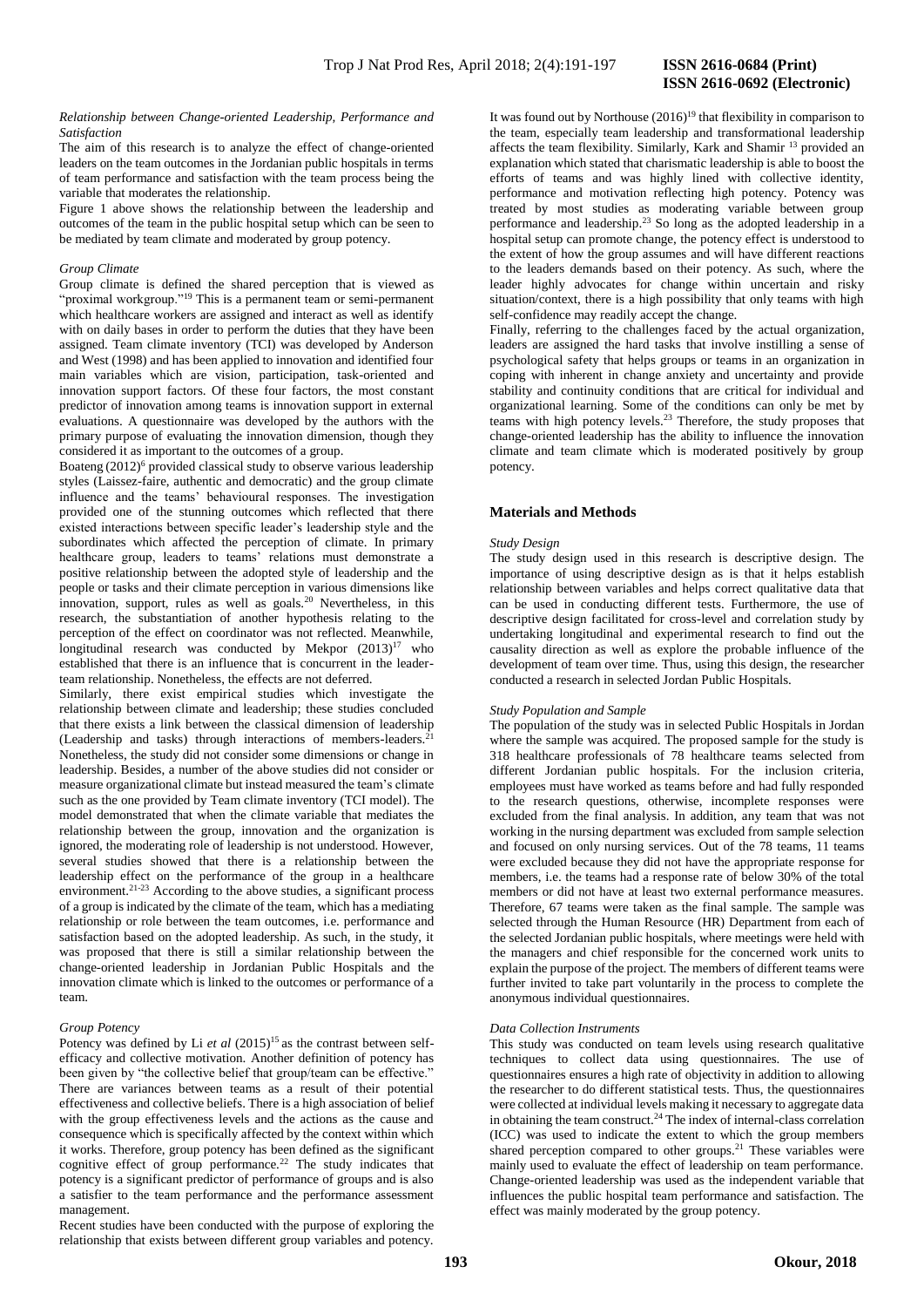*Relationship between Change-oriented Leadership, Performance and Satisfaction*

The aim of this research is to analyze the effect of change-oriented leaders on the team outcomes in the Jordanian public hospitals in terms of team performance and satisfaction with the team process being the variable that moderates the relationship.

Figure 1 above shows the relationship between the leadership and outcomes of the team in the public hospital setup which can be seen to be mediated by team climate and moderated by group potency.

*Group Climate*

Group climate is defined the shared perception that is viewed as "proximal workgroup."[19] This is a permanent team or semi-permanent which healthcare workers are assigned and interact as well as identify with on daily bases in order to perform the duties that they have been assigned. Team climate inventory (TCI) was developed by Anderson and West (1998) and has been applied to innovation and identified four main variables which are vision, participation, task-oriented and innovation support factors. Of these four factors, the most constant predictor of innovation among teams is innovation support in external evaluations. A questionnaire was developed by the authors with the primary purpose of evaluating the innovation dimension, though they considered it as important to the outcomes of a group.

Boateng (2012)[6] provided classical study to observe various leadership styles (Laissez-faire, authentic and democratic) and the group climate influence and the teams' behavioural responses. The investigation provided one of the stunning outcomes which reflected that there existed interactions between specific leader's leadership style and the subordinates which affected the perception of climate. In primary healthcare group, leaders to teams' relations must demonstrate a positive relationship between the adopted style of leadership and the people or tasks and their climate perception in various dimensions like innovation, support, rules as well as goals.[20] Nevertheless, in this research, the substantiation of another hypothesis relating to the perception of the effect on coordinator was not reflected. Meanwhile, longitudinal research was conducted by Mekpor (2013)[17] who established that there is an influence that is concurrent in the leader-team relationship. Nonetheless, the effects are not deferred.

Similarly, there exist empirical studies which investigate the relationship between climate and leadership; these studies concluded that there exists a link between the classical dimension of leadership (Leadership and tasks) through interactions of members-leaders.[21] Nonetheless, the study did not consider some dimensions or change in leadership. Besides, a number of the above studies did not consider or measure organizational climate but instead measured the team's climate such as the one provided by Team climate inventory (TCI model). The model demonstrated that when the climate variable that mediates the relationship between the group, innovation and the organization is ignored, the moderating role of leadership is not understood. However, several studies showed that there is a relationship between the leadership effect on the performance of the group in a healthcare environment.[21-23] According to the above studies, a significant process of a group is indicated by the climate of the team, which has a mediating relationship or role between the team outcomes, i.e. performance and satisfaction based on the adopted leadership. As such, in the study, it was proposed that there is still a similar relationship between the change-oriented leadership in Jordanian Public Hospitals and the innovation climate which is linked to the outcomes or performance of a team.

*Group Potency*

Potency was defined by Li *et al* (2015)[15] as the contrast between self-efficacy and collective motivation. Another definition of potency has been given by "the collective belief that group/team can be effective." There are variances between teams as a result of their potential effectiveness and collective beliefs. There is a high association of belief with the group effectiveness levels and the actions as the cause and consequence which is specifically affected by the context within which it works. Therefore, group potency has been defined as the significant cognitive effect of group performance.[22] The study indicates that potency is a significant predictor of performance of groups and is also a satisfier to the team performance and the performance assessment management.

Recent studies have been conducted with the purpose of exploring the relationship that exists between different group variables and potency. It was found out by Northouse (2016)[19] that flexibility in comparison to the team, especially team leadership and transformational leadership affects the team flexibility. Similarly, Kark and Shamir [13] provided an explanation which stated that charismatic leadership is able to boost the efforts of teams and was highly lined with collective identity, performance and motivation reflecting high potency. Potency was treated by most studies as moderating variable between group performance and leadership.[23] So long as the adopted leadership in a hospital setup can promote change, the potency effect is understood to the extent of how the group assumes and will have different reactions to the leaders demands based on their potency. As such, where the leader highly advocates for change within uncertain and risky situation/context, there is a high possibility that only teams with high self-confidence may readily accept the change.

Finally, referring to the challenges faced by the actual organization, leaders are assigned the hard tasks that involve instilling a sense of psychological safety that helps groups or teams in an organization in coping with inherent in change anxiety and uncertainty and provide stability and continuity conditions that are critical for individual and organizational learning. Some of the conditions can only be met by teams with high potency levels.[23] Therefore, the study proposes that change-oriented leadership has the ability to influence the innovation climate and team climate which is moderated positively by group potency.

## Materials and Methods

*Study Design*

The study design used in this research is descriptive design. The importance of using descriptive design as is that it helps establish relationship between variables and helps correct qualitative data that can be used in conducting different tests. Furthermore, the use of descriptive design facilitated for cross-level and correlation study by undertaking longitudinal and experimental research to find out the causality direction as well as explore the probable influence of the development of team over time. Thus, using this design, the researcher conducted a research in selected Jordan Public Hospitals.

*Study Population and Sample*

The population of the study was in selected Public Hospitals in Jordan where the sample was acquired. The proposed sample for the study is 318 healthcare professionals of 78 healthcare teams selected from different Jordanian public hospitals. For the inclusion criteria, employees must have worked as teams before and had fully responded to the research questions, otherwise, incomplete responses were excluded from the final analysis. In addition, any team that was not working in the nursing department was excluded from sample selection and focused on only nursing services. Out of the 78 teams, 11 teams were excluded because they did not have the appropriate response for members, i.e. the teams had a response rate of below 30% of the total members or did not have at least two external performance measures. Therefore, 67 teams were taken as the final sample. The sample was selected through the Human Resource (HR) Department from each of the selected Jordanian public hospitals, where meetings were held with the managers and chief responsible for the concerned work units to explain the purpose of the project. The members of different teams were further invited to take part voluntarily in the process to complete the anonymous individual questionnaires.

*Data Collection Instruments*

This study was conducted on team levels using research qualitative techniques to collect data using questionnaires. The use of questionnaires ensures a high rate of objectivity in addition to allowing the researcher to do different statistical tests. Thus, the questionnaires were collected at individual levels making it necessary to aggregate data in obtaining the team construct.[24] The index of internal-class correlation (ICC) was used to indicate the extent to which the group members shared perception compared to other groups.[21] These variables were mainly used to evaluate the effect of leadership on team performance. Change-oriented leadership was used as the independent variable that influences the public hospital team performance and satisfaction. The effect was mainly moderated by the group potency.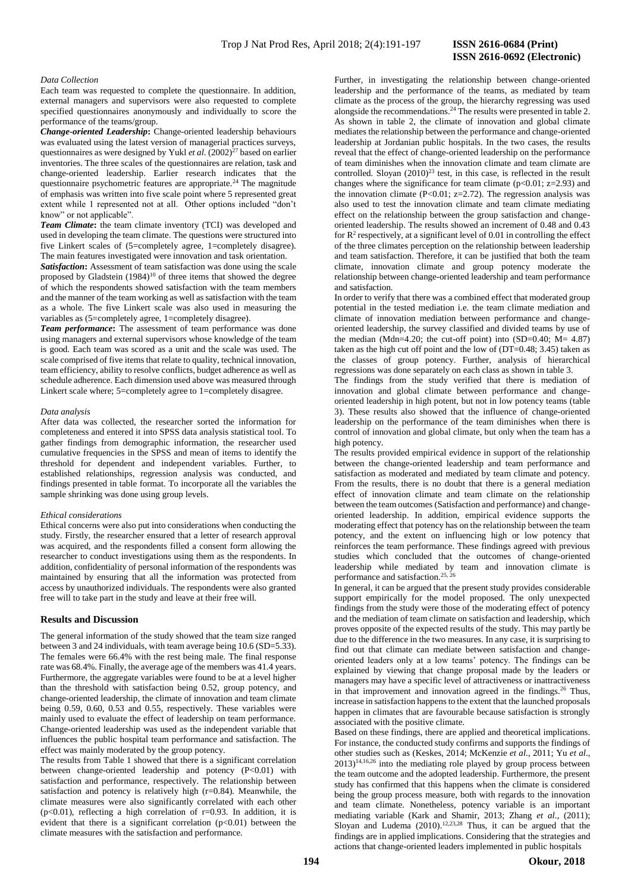*Data Collection*

Each team was requested to complete the questionnaire. In addition, external managers and supervisors were also requested to complete specified questionnaires anonymously and individually to score the performance of the teams/group.

***Change-oriented Leadership*:** Change-oriented leadership behaviours was evaluated using the latest version of managerial practices surveys, questionnaires as were designed by Yukl *et al*. (2002)[27] based on earlier inventories. The three scales of the questionnaires are relation, task and change-oriented leadership. Earlier research indicates that the questionnaire psychometric features are appropriate.[24] The magnitude of emphasis was written into five scale point where 5 represented great extent while 1 represented not at all. Other options included "don't know" or not applicable".

***Team Climate*:** the team climate inventory (TCI) was developed and used in developing the team climate. The questions were structured into five Linkert scales of (5=completely agree, 1=completely disagree). The main features investigated were innovation and task orientation.

***Satisfaction*:** Assessment of team satisfaction was done using the scale proposed by Gladstein (1984)[10] of three items that showed the degree of which the respondents showed satisfaction with the team members and the manner of the team working as well as satisfaction with the team as a whole. The five Linkert scale was also used in measuring the variables as (5=completely agree, 1=completely disagree).

***Team performance*:** The assessment of team performance was done using managers and external supervisors whose knowledge of the team is good. Each team was scored as a unit and the scale was used. The scale comprised of five items that relate to quality, technical innovation, team efficiency, ability to resolve conflicts, budget adherence as well as schedule adherence. Each dimension used above was measured through Linkert scale where; 5=completely agree to 1=completely disagree.

*Data analysis*

After data was collected, the researcher sorted the information for completeness and entered it into SPSS data analysis statistical tool. To gather findings from demographic information, the researcher used cumulative frequencies in the SPSS and mean of items to identify the threshold for dependent and independent variables. Further, to established relationships, regression analysis was conducted, and findings presented in table format. To incorporate all the variables the sample shrinking was done using group levels.

*Ethical considerations*

Ethical concerns were also put into considerations when conducting the study. Firstly, the researcher ensured that a letter of research approval was acquired, and the respondents filled a consent form allowing the researcher to conduct investigations using them as the respondents. In addition, confidentiality of personal information of the respondents was maintained by ensuring that all the information was protected from access by unauthorized individuals. The respondents were also granted free will to take part in the study and leave at their free will.

## Results and Discussion

The general information of the study showed that the team size ranged between 3 and 24 individuals, with team average being 10.6 (SD=5.33). The females were 66.4% with the rest being male. The final response rate was 68.4%. Finally, the average age of the members was 41.4 years. Furthermore, the aggregate variables were found to be at a level higher than the threshold with satisfaction being 0.52, group potency, and change-oriented leadership, the climate of innovation and team climate being 0.59, 0.60, 0.53 and 0.55, respectively. These variables were mainly used to evaluate the effect of leadership on team performance. Change-oriented leadership was used as the independent variable that influences the public hospital team performance and satisfaction. The effect was mainly moderated by the group potency.

The results from Table 1 showed that there is a significant correlation between change-oriented leadership and potency ($P<0.01$) with satisfaction and performance, respectively. The relationship between satisfaction and potency is relatively high ($r=0.84$). Meanwhile, the climate measures were also significantly correlated with each other ($p<0.01$), reflecting a high correlation of $r=0.93$. In addition, it is evident that there is a significant correlation ($p<0.01$) between the climate measures with the satisfaction and performance.

Further, in investigating the relationship between change-oriented leadership and the performance of the teams, as mediated by team climate as the process of the group, the hierarchy regressing was used alongside the recommendations.[24] The results were presented in table 2. As shown in table 2, the climate of innovation and global climate mediates the relationship between the performance and change-oriented leadership at Jordanian public hospitals. In the two cases, the results reveal that the effect of change-oriented leadership on the performance of team diminishes when the innovation climate and team climate are controlled. Sloyan (2010)[23] test, in this case, is reflected in the result changes where the significance for team climate ($p<0.01$; $z=2.93$) and the innovation climate ($P<0.01$; $z=2.72$). The regression analysis was also used to test the innovation climate and team climate mediating effect on the relationship between the group satisfaction and change-oriented leadership. The results showed an increment of 0.48 and 0.43 for $R^2$ respectively, at a significant level of 0.01 in controlling the effect of the three climates perception on the relationship between leadership and team satisfaction. Therefore, it can be justified that both the team climate, innovation climate and group potency moderate the relationship between change-oriented leadership and team performance and satisfaction.

In order to verify that there was a combined effect that moderated group potential in the tested mediation i.e. the team climate mediation and climate of innovation mediation between performance and change-oriented leadership, the survey classified and divided teams by use of the median (Mdn=4.20; the cut-off point) into (SD=0.40; M= 4.87) taken as the high cut off point and the low of (DT=0.48; 3.45) taken as the classes of group potency. Further, analysis of hierarchical regressions was done separately on each class as shown in table 3.

The findings from the study verified that there is mediation of innovation and global climate between performance and change-oriented leadership in high potent, but not in low potency teams (table 3). These results also showed that the influence of change-oriented leadership on the performance of the team diminishes when there is control of innovation and global climate, but only when the team has a high potency.

The results provided empirical evidence in support of the relationship between the change-oriented leadership and team performance and satisfaction as moderated and mediated by team climate and potency. From the results, there is no doubt that there is a general mediation effect of innovation climate and team climate on the relationship between the team outcomes (Satisfaction and performance) and change-oriented leadership. In addition, empirical evidence supports the moderating effect that potency has on the relationship between the team potency, and the extent on influencing high or low potency that reinforces the team performance. These findings agreed with previous studies which concluded that the outcomes of change-oriented leadership while mediated by team and innovation climate is performance and satisfaction.[25, 26]

In general, it can be argued that the present study provides considerable support empirically for the model proposed. The only unexpected findings from the study were those of the moderating effect of potency and the mediation of team climate on satisfaction and leadership, which proves opposite of the expected results of the study. This may partly be due to the difference in the two measures. In any case, it is surprising to find out that climate can mediate between satisfaction and change-oriented leaders only at a low teams' potency. The findings can be explained by viewing that change proposal made by the leaders or managers may have a specific level of attractiveness or inattractiveness in that improvement and innovation agreed in the findings.[26] Thus, increase in satisfaction happens to the extent that the launched proposals happen in climates that are favourable because satisfaction is strongly associated with the positive climate.

Based on these findings, there are applied and theoretical implications. For instance, the conducted study confirms and supports the findings of other studies such as (Keskes, 2014; McKenzie *et al*., 2011; Yu *et al*., 2013)[14,16,26] into the mediating role played by group process between the team outcome and the adopted leadership. Furthermore, the present study has confirmed that this happens when the climate is considered being the group process measure, both with regards to the innovation and team climate. Nonetheless, potency variable is an important mediating variable (Kark and Shamir, 2013; Zhang *et al*., (2011); Sloyan and Ludema (2010).[12,23,28] Thus, it can be argued that the findings are in applied implications. Considering that the strategies and actions that change-oriented leaders implemented in public hospitals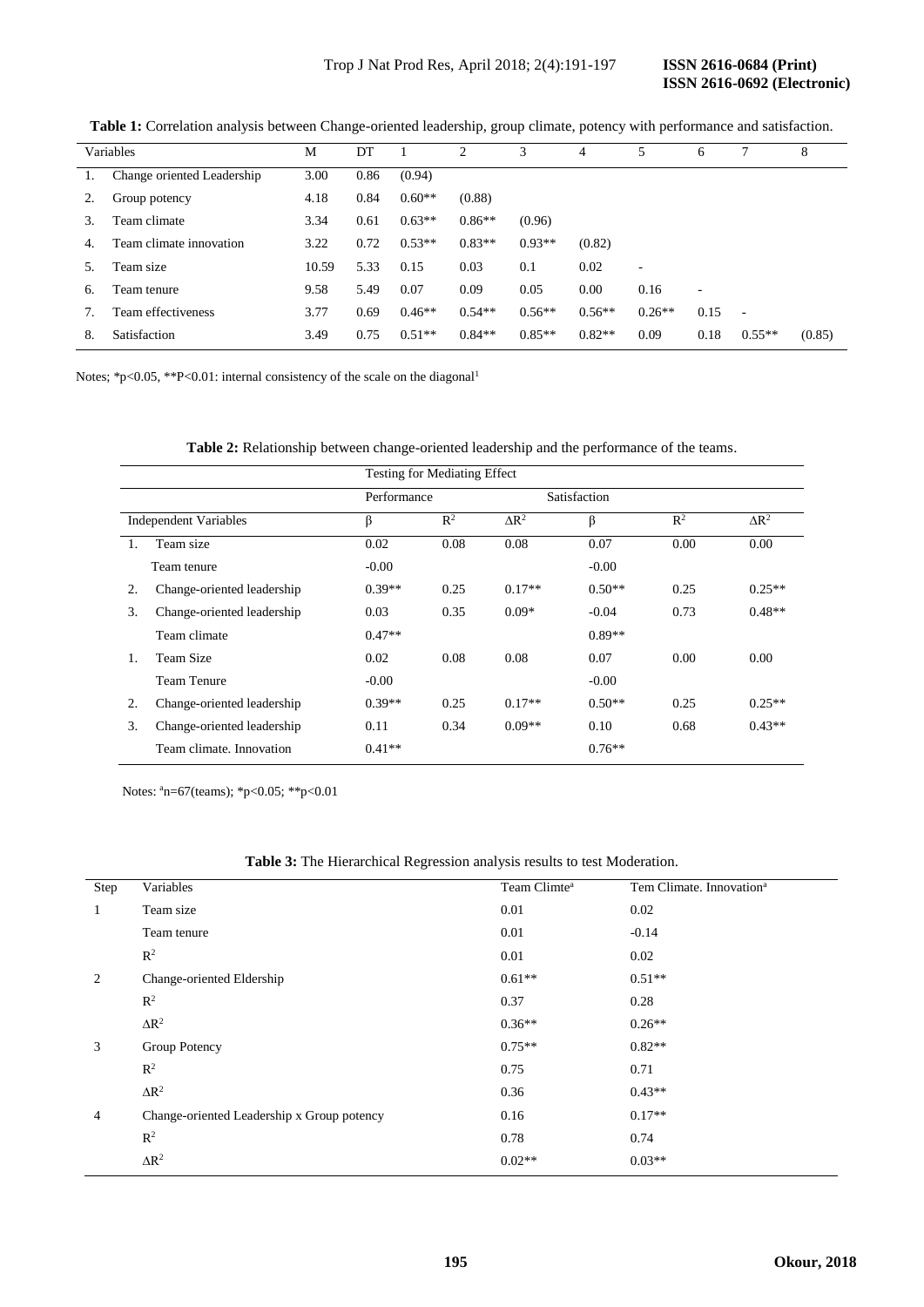**Table 1:** Correlation analysis between Change-oriented leadership, group climate, potency with performance and satisfaction.

| Variables | | M | DT | 1 | 2 | 3 | 4 | 5 | 6 | 7 | 8 |
|---|---|---|---|---|---|---|---|---|---|---|---|
| 1. | Change oriented Leadership | 3.00 | 0.86 | (0.94) | | | | | | | |
| 2. | Group potency | 4.18 | 0.84 | 0.60** | (0.88) | | | | | | |
| 3. | Team climate | 3.34 | 0.61 | 0.63** | 0.86** | (0.96) | | | | | |
| 4. | Team climate innovation | 3.22 | 0.72 | 0.53** | 0.83** | 0.93** | (0.82) | | | | |
| 5. | Team size | 10.59 | 5.33 | 0.15 | 0.03 | 0.1 | 0.02 | - | | | |
| 6. | Team tenure | 9.58 | 5.49 | 0.07 | 0.09 | 0.05 | 0.00 | 0.16 | - | | |
| 7. | Team effectiveness | 3.77 | 0.69 | 0.46** | 0.54** | 0.56** | 0.56** | 0.26** | 0.15 | - | |
| 8. | Satisfaction | 3.49 | 0.75 | 0.51** | 0.84** | 0.85** | 0.82** | 0.09 | 0.18 | 0.55** | (0.85) |

Notes; *p<0.05, **P<0.01: internal consistency of the scale on the diagonal[1]

**Table 2:** Relationship between change-oriented leadership and the performance of the teams.

| | | Testing for Mediating Effect | | | | | |
|---|---|---|---|---|---|---|---|
| | | Performance | | Satisfaction | | | |
| Independent Variables | | β | $R^2$ | $\Delta R^2$ | β | $R^2$ | $\Delta R^2$ |
| 1. | Team size | 0.02 | 0.08 | 0.08 | 0.07 | 0.00 | 0.00 |
| | Team tenure | -0.00 | | | -0.00 | | |
| 2. | Change-oriented leadership | 0.39** | 0.25 | 0.17** | 0.50** | 0.25 | 0.25** |
| 3. | Change-oriented leadership | 0.03 | 0.35 | 0.09* | -0.04 | 0.73 | 0.48** |
| | Team climate | 0.47** | | | 0.89** | | |
| 1. | Team Size | 0.02 | 0.08 | 0.08 | 0.07 | 0.00 | 0.00 |
| | Team Tenure | -0.00 | | | -0.00 | | |
| 2. | Change-oriented leadership | 0.39** | 0.25 | 0.17** | 0.50** | 0.25 | 0.25** |
| 3. | Change-oriented leadership | 0.11 | 0.34 | 0.09** | 0.10 | 0.68 | 0.43** |
| | Team climate. Innovation | 0.41** | | | 0.76** | | |

Notes: [a]n=67(teams); *p<0.05; **p<0.01

**Table 3:** The Hierarchical Regression analysis results to test Moderation.

| Step | Variables | Team Climte[a] | Tem Climate. Innovation[a] |
|---|---|---|---|
| 1 | Team size | 0.01 | 0.02 |
| | Team tenure | 0.01 | -0.14 |
| | $R^2$ | 0.01 | 0.02 |
| 2 | Change-oriented Eldership | 0.61** | 0.51** |
| | $R^2$ | 0.37 | 0.28 |
| | $\Delta R^2$ | 0.36** | 0.26** |
| 3 | Group Potency | 0.75** | 0.82** |
| | $R^2$ | 0.75 | 0.71 |
| | $\Delta R^2$ | 0.36 | 0.43** |
| 4 | Change-oriented Leadership x Group potency | 0.16 | 0.17** |
| | $R^2$ | 0.78 | 0.74 |
| | $\Delta R^2$ | 0.02** | 0.03** |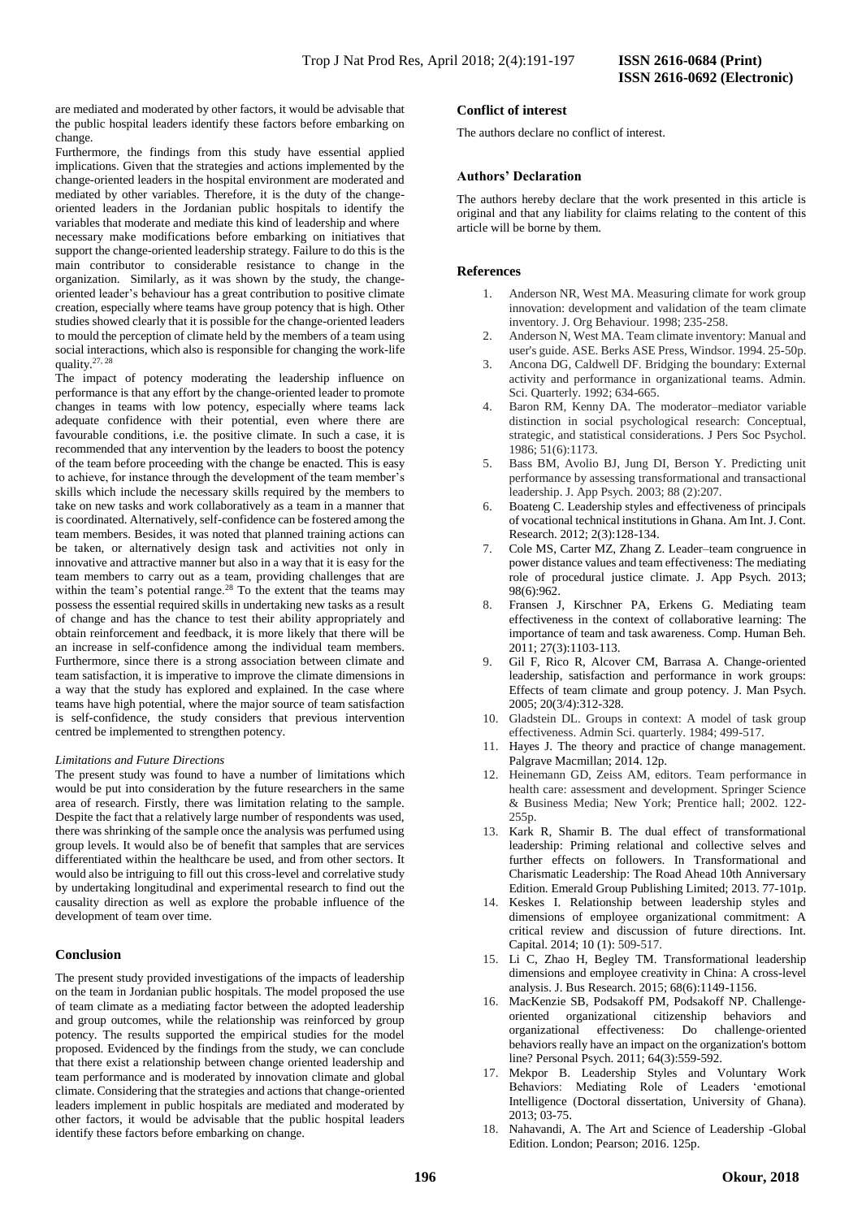are mediated and moderated by other factors, it would be advisable that the public hospital leaders identify these factors before embarking on change.

Furthermore, the findings from this study have essential applied implications. Given that the strategies and actions implemented by the change-oriented leaders in the hospital environment are moderated and mediated by other variables. Therefore, it is the duty of the change-oriented leaders in the Jordanian public hospitals to identify the variables that moderate and mediate this kind of leadership and where necessary make modifications before embarking on initiatives that support the change-oriented leadership strategy. Failure to do this is the main contributor to considerable resistance to change in the organization. Similarly, as it was shown by the study, the change-oriented leader's behaviour has a great contribution to positive climate creation, especially where teams have group potency that is high. Other studies showed clearly that it is possible for the change-oriented leaders to mould the perception of climate held by the members of a team using social interactions, which also is responsible for changing the work-life quality.[27, 28]

The impact of potency moderating the leadership influence on performance is that any effort by the change-oriented leader to promote changes in teams with low potency, especially where teams lack adequate confidence with their potential, even where there are favourable conditions, i.e. the positive climate. In such a case, it is recommended that any intervention by the leaders to boost the potency of the team before proceeding with the change be enacted. This is easy to achieve, for instance through the development of the team member's skills which include the necessary skills required by the members to take on new tasks and work collaboratively as a team in a manner that is coordinated. Alternatively, self-confidence can be fostered among the team members. Besides, it was noted that planned training actions can be taken, or alternatively design task and activities not only in innovative and attractive manner but also in a way that it is easy for the team members to carry out as a team, providing challenges that are within the team's potential range.[28] To the extent that the teams may possess the essential required skills in undertaking new tasks as a result of change and has the chance to test their ability appropriately and obtain reinforcement and feedback, it is more likely that there will be an increase in self-confidence among the individual team members. Furthermore, since there is a strong association between climate and team satisfaction, it is imperative to improve the climate dimensions in a way that the study has explored and explained. In the case where teams have high potential, where the major source of team satisfaction is self-confidence, the study considers that previous intervention centred be implemented to strengthen potency.

*Limitations and Future Directions*

The present study was found to have a number of limitations which would be put into consideration by the future researchers in the same area of research. Firstly, there was limitation relating to the sample. Despite the fact that a relatively large number of respondents was used, there was shrinking of the sample once the analysis was perfumed using group levels. It would also be of benefit that samples that are services differentiated within the healthcare be used, and from other sectors. It would also be intriguing to fill out this cross-level and correlative study by undertaking longitudinal and experimental research to find out the causality direction as well as explore the probable influence of the development of team over time.

## Conclusion

The present study provided investigations of the impacts of leadership on the team in Jordanian public hospitals. The model proposed the use of team climate as a mediating factor between the adopted leadership and group outcomes, while the relationship was reinforced by group potency. The results supported the empirical studies for the model proposed. Evidenced by the findings from the study, we can conclude that there exist a relationship between change oriented leadership and team performance and is moderated by innovation climate and global climate. Considering that the strategies and actions that change-oriented leaders implement in public hospitals are mediated and moderated by other factors, it would be advisable that the public hospital leaders identify these factors before embarking on change.

## Conflict of interest

The authors declare no conflict of interest.

## Authors' Declaration

The authors hereby declare that the work presented in this article is original and that any liability for claims relating to the content of this article will be borne by them.

## References

1. Anderson NR, West MA. Measuring climate for work group innovation: development and validation of the team climate inventory. J. Org Behaviour. 1998; 235-258.
2. Anderson N, West MA. Team climate inventory: Manual and user's guide. ASE. Berks ASE Press, Windsor. 1994. 25-50p.
3. Ancona DG, Caldwell DF. Bridging the boundary: External activity and performance in organizational teams. Admin. Sci. Quarterly. 1992; 634-665.
4. Baron RM, Kenny DA. The moderator–mediator variable distinction in social psychological research: Conceptual, strategic, and statistical considerations. J Pers Soc Psychol. 1986; 51(6):1173.
5. Bass BM, Avolio BJ, Jung DI, Berson Y. Predicting unit performance by assessing transformational and transactional leadership. J. App Psych. 2003; 88 (2):207.
6. Boateng C. Leadership styles and effectiveness of principals of vocational technical institutions in Ghana. Am Int. J. Cont. Research. 2012; 2(3):128-134.
7. Cole MS, Carter MZ, Zhang Z. Leader–team congruence in power distance values and team effectiveness: The mediating role of procedural justice climate. J. App Psych. 2013; 98(6):962.
8. Fransen J, Kirschner PA, Erkens G. Mediating team effectiveness in the context of collaborative learning: The importance of team and task awareness. Comp. Human Beh. 2011; 27(3):1103-113.
9. Gil F, Rico R, Alcover CM, Barrasa A. Change-oriented leadership, satisfaction and performance in work groups: Effects of team climate and group potency. J. Man Psych. 2005; 20(3/4):312-328.
10. Gladstein DL. Groups in context: A model of task group effectiveness. Admin Sci. quarterly. 1984; 499-517.
11. Hayes J. The theory and practice of change management. Palgrave Macmillan; 2014. 12p.
12. Heinemann GD, Zeiss AM, editors. Team performance in health care: assessment and development. Springer Science & Business Media; New York; Prentice hall; 2002. 122-255p.
13. Kark R, Shamir B. The dual effect of transformational leadership: Priming relational and collective selves and further effects on followers. In Transformational and Charismatic Leadership: The Road Ahead 10th Anniversary Edition. Emerald Group Publishing Limited; 2013. 77-101p.
14. Keskes I. Relationship between leadership styles and dimensions of employee organizational commitment: A critical review and discussion of future directions. Int. Capital. 2014; 10 (1): 509-517.
15. Li C, Zhao H, Begley TM. Transformational leadership dimensions and employee creativity in China: A cross-level analysis. J. Bus Research. 2015; 68(6):1149-1156.
16. MacKenzie SB, Podsakoff PM, Podsakoff NP. Challenge-oriented organizational citizenship behaviors and organizational effectiveness: Do challenge-oriented behaviors really have an impact on the organization's bottom line? Personal Psych. 2011; 64(3):559-592.
17. Mekpor B. Leadership Styles and Voluntary Work Behaviors: Mediating Role of Leaders 'emotional Intelligence (Doctoral dissertation, University of Ghana). 2013; 03-75.
18. Nahavandi, A. The Art and Science of Leadership -Global Edition. London; Pearson; 2016. 125p.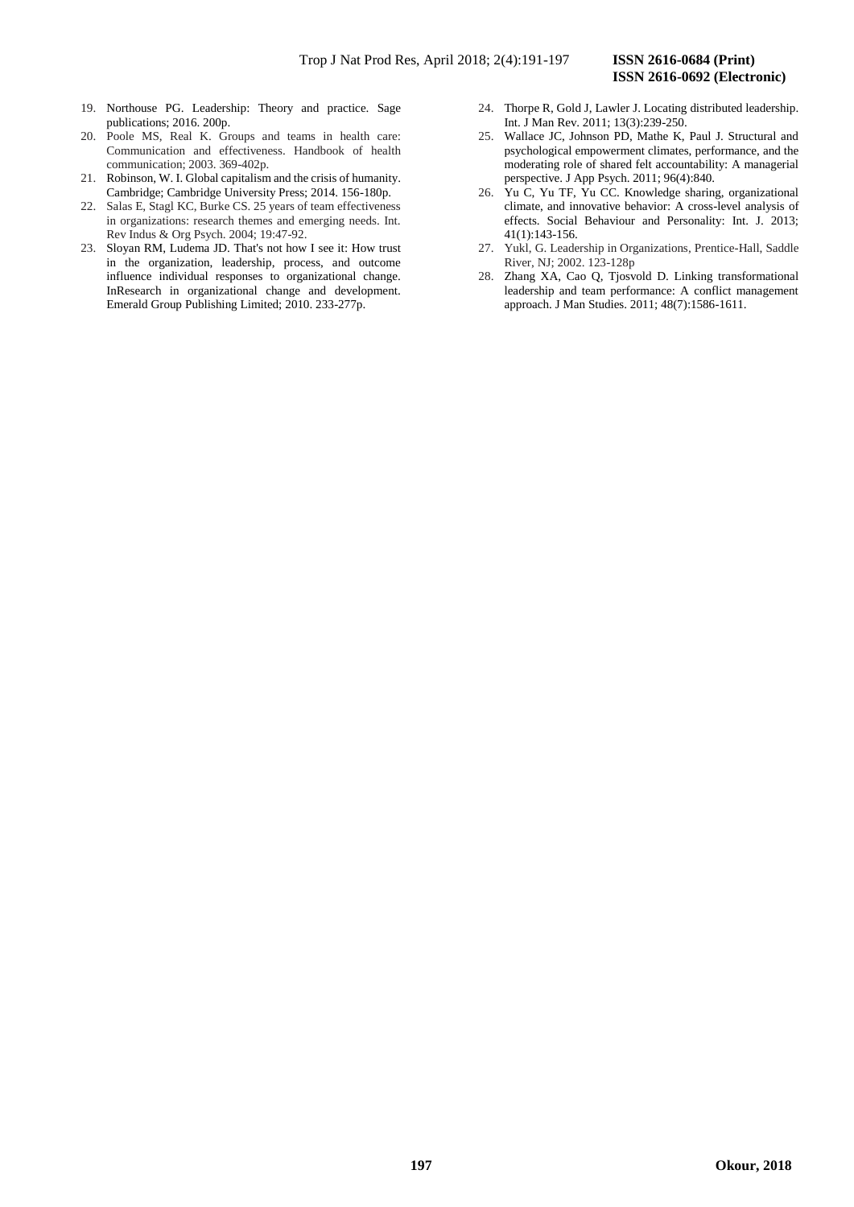19. Northouse PG. Leadership: Theory and practice. Sage publications; 2016. 200p.
20. Poole MS, Real K. Groups and teams in health care: Communication and effectiveness. Handbook of health communication; 2003. 369-402p.
21. Robinson, W. I. Global capitalism and the crisis of humanity. Cambridge; Cambridge University Press; 2014. 156-180p.
22. Salas E, Stagl KC, Burke CS. 25 years of team effectiveness in organizations: research themes and emerging needs. Int. Rev Indus & Org Psych. 2004; 19:47-92.
23. Sloyan RM, Ludema JD. That's not how I see it: How trust in the organization, leadership, process, and outcome influence individual responses to organizational change. InResearch in organizational change and development. Emerald Group Publishing Limited; 2010. 233-277p.
24. Thorpe R, Gold J, Lawler J. Locating distributed leadership. Int. J Man Rev. 2011; 13(3):239-250.
25. Wallace JC, Johnson PD, Mathe K, Paul J. Structural and psychological empowerment climates, performance, and the moderating role of shared felt accountability: A managerial perspective. J App Psych. 2011; 96(4):840.
26. Yu C, Yu TF, Yu CC. Knowledge sharing, organizational climate, and innovative behavior: A cross-level analysis of effects. Social Behaviour and Personality: Int. J. 2013; 41(1):143-156.
27. Yukl, G. Leadership in Organizations, Prentice-Hall, Saddle River, NJ; 2002. 123-128p
28. Zhang XA, Cao Q, Tjosvold D. Linking transformational leadership and team performance: A conflict management approach. J Man Studies. 2011; 48(7):1586-1611.